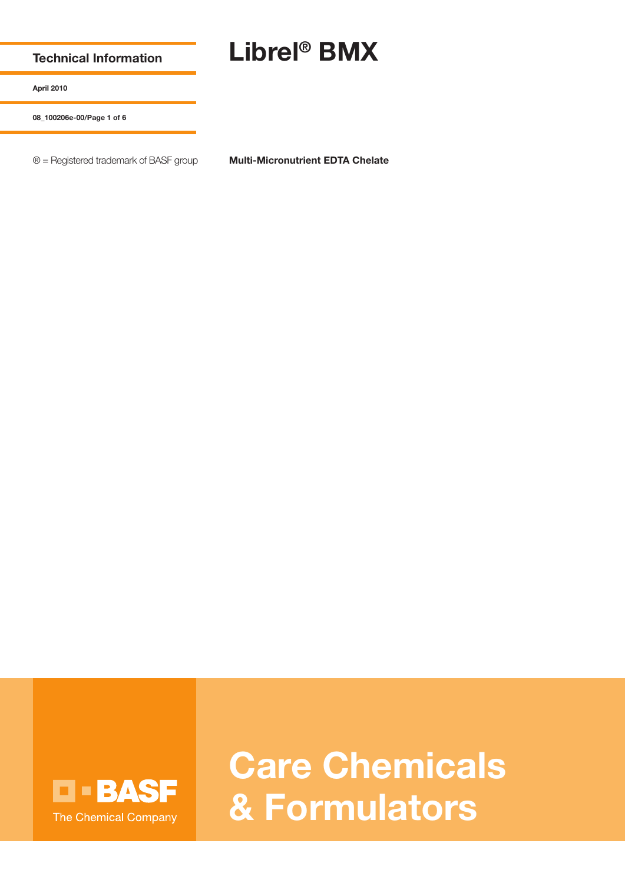**Technical Information**

**April 2010**

**08_100206e-00/Page 1 of 6**

® = Registered trademark of BASF group

# Librel® BMX

**Multi-Micronutrient EDTA Chelate**

BASF
The Chemical Company

# Care Chemicals & Formulators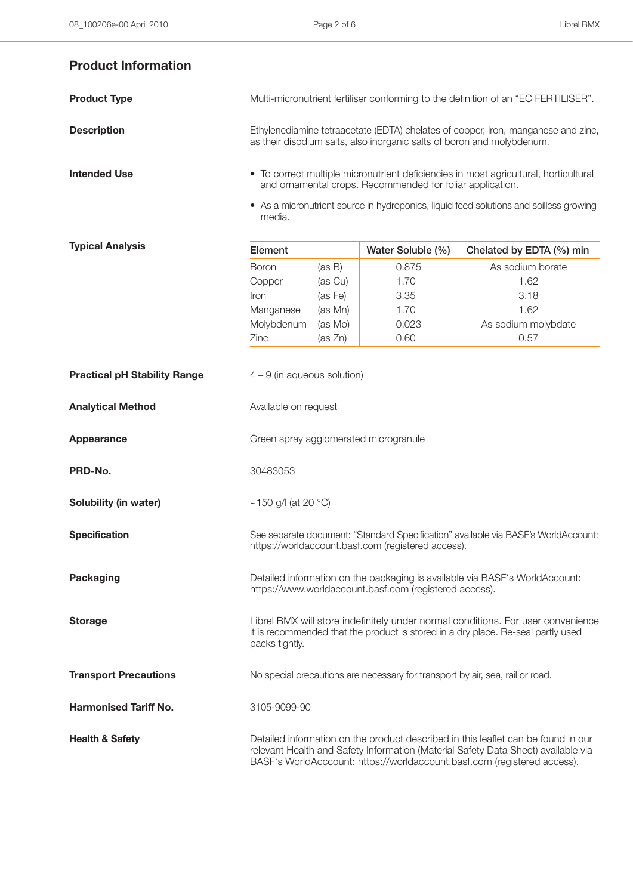## Product Information

**Product Type**

Multi-micronutrient fertiliser conforming to the definition of an "EC FERTILISER".

**Description**

Ethylenediamine tetraacetate (EDTA) chelates of copper, iron, manganese and zinc, as their disodium salts, also inorganic salts of boron and molybdenum.

**Intended Use**

- To correct multiple micronutrient deficiencies in most agricultural, horticultural and ornamental crops. Recommended for foliar application.
- As a micronutrient source in hydroponics, liquid feed solutions and soilless growing media.

**Typical Analysis**

| Element | | Water Soluble (%) | Chelated by EDTA (%) min |
|---|---|---|---|
| Boron | (as B) | 0.875 | As sodium borate |
| Copper | (as Cu) | 1.70 | 1.62 |
| Iron | (as Fe) | 3.35 | 3.18 |
| Manganese | (as Mn) | 1.70 | 1.62 |
| Molybdenum | (as Mo) | 0.023 | As sodium molybdate |
| Zinc | (as Zn) | 0.60 | 0.57 |

**Practical pH Stability Range**

4 – 9 (in aqueous solution)

**Analytical Method**

Available on request

**Appearance**

Green spray agglomerated microgranule

**PRD-No.**

30483053

**Solubility (in water)**

~150 g/l (at 20 °C)

**Specification**

See separate document: "Standard Specification" available via BASF's WorldAccount: https://worldaccount.basf.com (registered access).

**Packaging**

Detailed information on the packaging is available via BASF's WorldAccount: https://www.worldaccount.basf.com (registered access).

**Storage**

Librel BMX will store indefinitely under normal conditions. For user convenience it is recommended that the product is stored in a dry place. Re-seal partly used packs tightly.

**Transport Precautions**

No special precautions are necessary for transport by air, sea, rail or road.

**Harmonised Tariff No.**

3105-9099-90

**Health & Safety**

Detailed information on the product described in this leaflet can be found in our relevant Health and Safety Information (Material Safety Data Sheet) available via BASF's WorldAcccount: https://worldaccount.basf.com (registered access).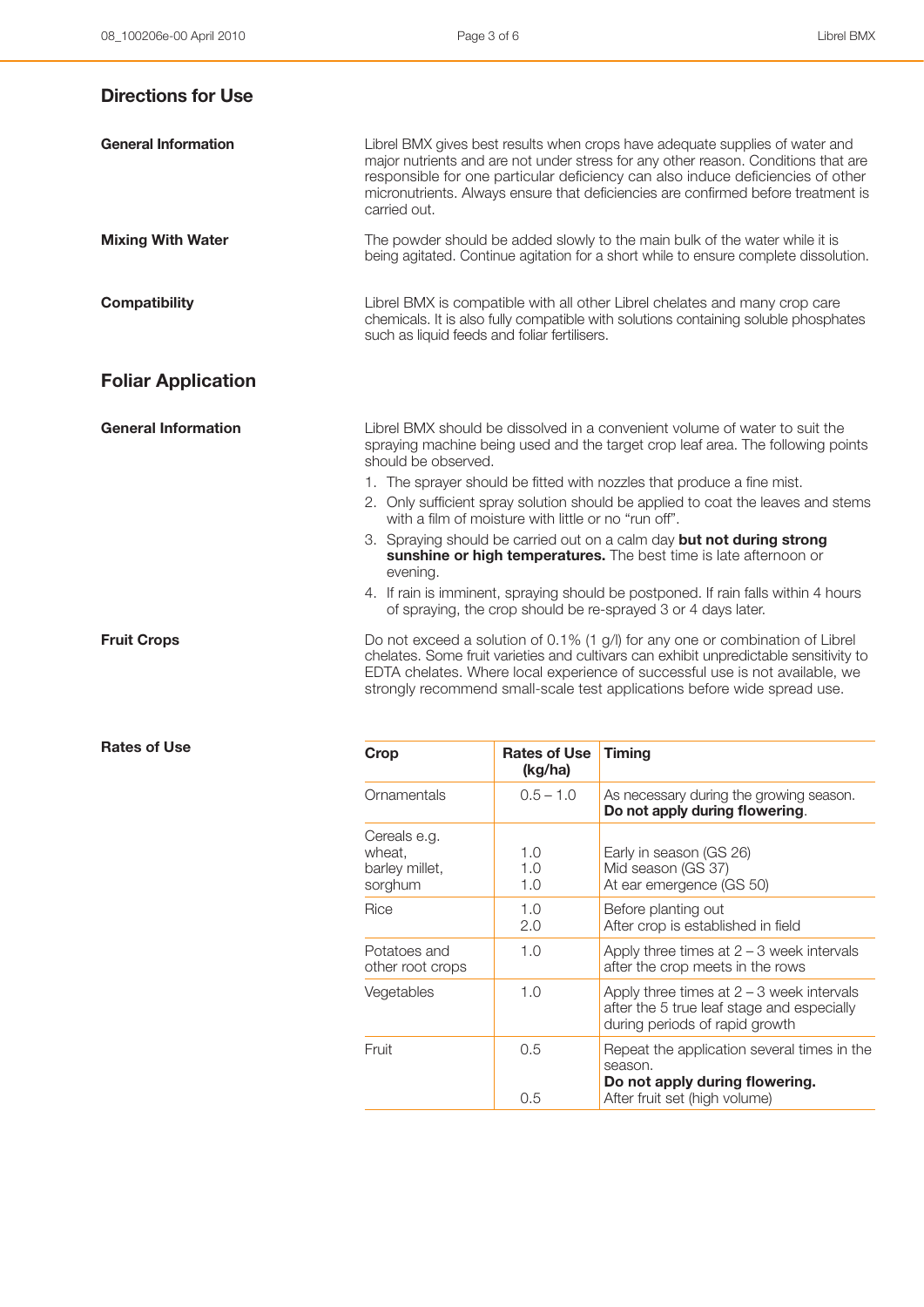## Directions for Use

**General Information**

Librel BMX gives best results when crops have adequate supplies of water and major nutrients and are not under stress for any other reason. Conditions that are responsible for one particular deficiency can also induce deficiencies of other micronutrients. Always ensure that deficiencies are confirmed before treatment is carried out.

**Mixing With Water**

The powder should be added slowly to the main bulk of the water while it is being agitated. Continue agitation for a short while to ensure complete dissolution.

**Compatibility**

Librel BMX is compatible with all other Librel chelates and many crop care chemicals. It is also fully compatible with solutions containing soluble phosphates such as liquid feeds and foliar fertilisers.

## Foliar Application

**General Information**

Librel BMX should be dissolved in a convenient volume of water to suit the spraying machine being used and the target crop leaf area. The following points should be observed.

1. The sprayer should be fitted with nozzles that produce a fine mist.
2. Only sufficient spray solution should be applied to coat the leaves and stems with a film of moisture with little or no “run off”.
3. Spraying should be carried out on a calm day **but not during strong sunshine or high temperatures.** The best time is late afternoon or evening.
4. If rain is imminent, spraying should be postponed. If rain falls within 4 hours of spraying, the crop should be re-sprayed 3 or 4 days later.

**Fruit Crops**

Do not exceed a solution of 0.1% (1 g/l) for any one or combination of Librel chelates. Some fruit varieties and cultivars can exhibit unpredictable sensitivity to EDTA chelates. Where local experience of successful use is not available, we strongly recommend small-scale test applications before wide spread use.

**Rates of Use**

| Crop | Rates of Use (kg/ha) | Timing |
|---|---|---|
| Ornamentals | 0.5 – 1.0 | As necessary during the growing season. **Do not apply during flowering**. |
| Cereals e.g. wheat, barley millet, sorghum | 1.0<br>1.0<br>1.0 | Early in season (GS 26)<br>Mid season (GS 37)<br>At ear emergence (GS 50) |
| Rice | 1.0<br>2.0 | Before planting out<br>After crop is established in field |
| Potatoes and other root crops | 1.0 | Apply three times at 2 – 3 week intervals after the crop meets in the rows |
| Vegetables | 1.0 | Apply three times at 2 – 3 week intervals after the 5 true leaf stage and especially during periods of rapid growth |
| Fruit | 0.5<br><br>0.5 | Repeat the application several times in the season.<br>**Do not apply during flowering.**<br>After fruit set (high volume) |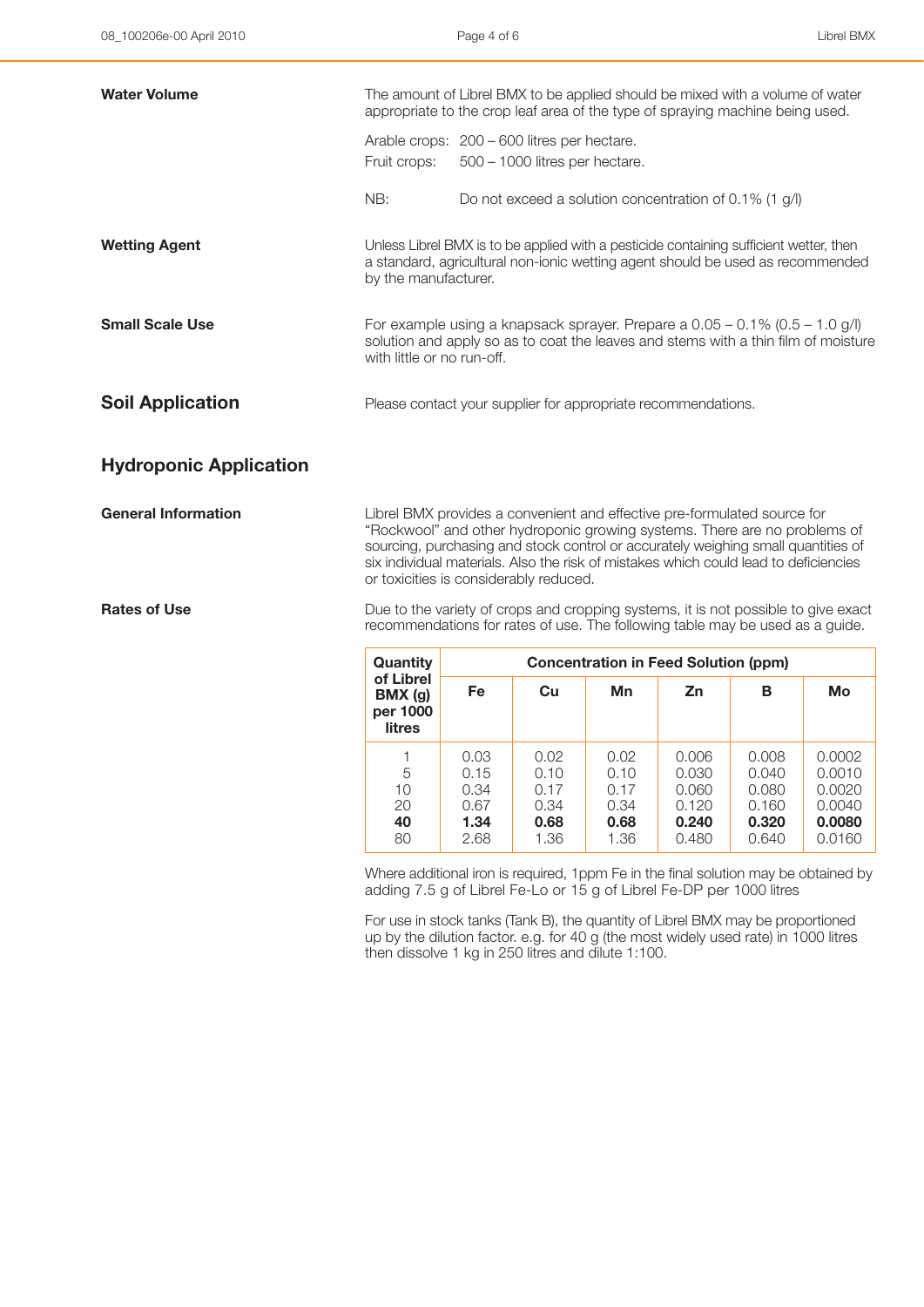**Water Volume**

The amount of Librel BMX to be applied should be mixed with a volume of water appropriate to the crop leaf area of the type of spraying machine being used.

Arable crops: 200 – 600 litres per hectare.
Fruit crops: 500 – 1000 litres per hectare.

NB: Do not exceed a solution concentration of 0.1% (1 g/l)

**Wetting Agent**

Unless Librel BMX is to be applied with a pesticide containing sufficient wetter, then a standard, agricultural non-ionic wetting agent should be used as recommended by the manufacturer.

**Small Scale Use**

For example using a knapsack sprayer. Prepare a 0.05 – 0.1% (0.5 – 1.0 g/l) solution and apply so as to coat the leaves and stems with a thin film of moisture with little or no run-off.

## Soil Application

Please contact your supplier for appropriate recommendations.

## Hydroponic Application

**General Information**

Librel BMX provides a convenient and effective pre-formulated source for "Rockwool" and other hydroponic growing systems. There are no problems of sourcing, purchasing and stock control or accurately weighing small quantities of six individual materials. Also the risk of mistakes which could lead to deficiencies or toxicities is considerably reduced.

**Rates of Use**

Due to the variety of crops and cropping systems, it is not possible to give exact recommendations for rates of use. The following table may be used as a guide.

| Quantity of Librel BMX (g) per 1000 litres | Concentration in Feed Solution (ppm) | | | | | |
|---|---|---|---|---|---|---|
| | Fe | Cu | Mn | Zn | B | Mo |
| 1 | 0.03 | 0.02 | 0.02 | 0.006 | 0.008 | 0.0002 |
| 5 | 0.15 | 0.10 | 0.10 | 0.030 | 0.040 | 0.0010 |
| 10 | 0.34 | 0.17 | 0.17 | 0.060 | 0.080 | 0.0020 |
| 20 | 0.67 | 0.34 | 0.34 | 0.120 | 0.160 | 0.0040 |
| **40** | **1.34** | **0.68** | **0.68** | **0.240** | **0.320** | **0.0080** |
| 80 | 2.68 | 1.36 | 1.36 | 0.480 | 0.640 | 0.0160 |

Where additional iron is required, 1ppm Fe in the final solution may be obtained by adding 7.5 g of Librel Fe-Lo or 15 g of Librel Fe-DP per 1000 litres

For use in stock tanks (Tank B), the quantity of Librel BMX may be proportioned up by the dilution factor. e.g. for 40 g (the most widely used rate) in 1000 litres then dissolve 1 kg in 250 litres and dilute 1:100.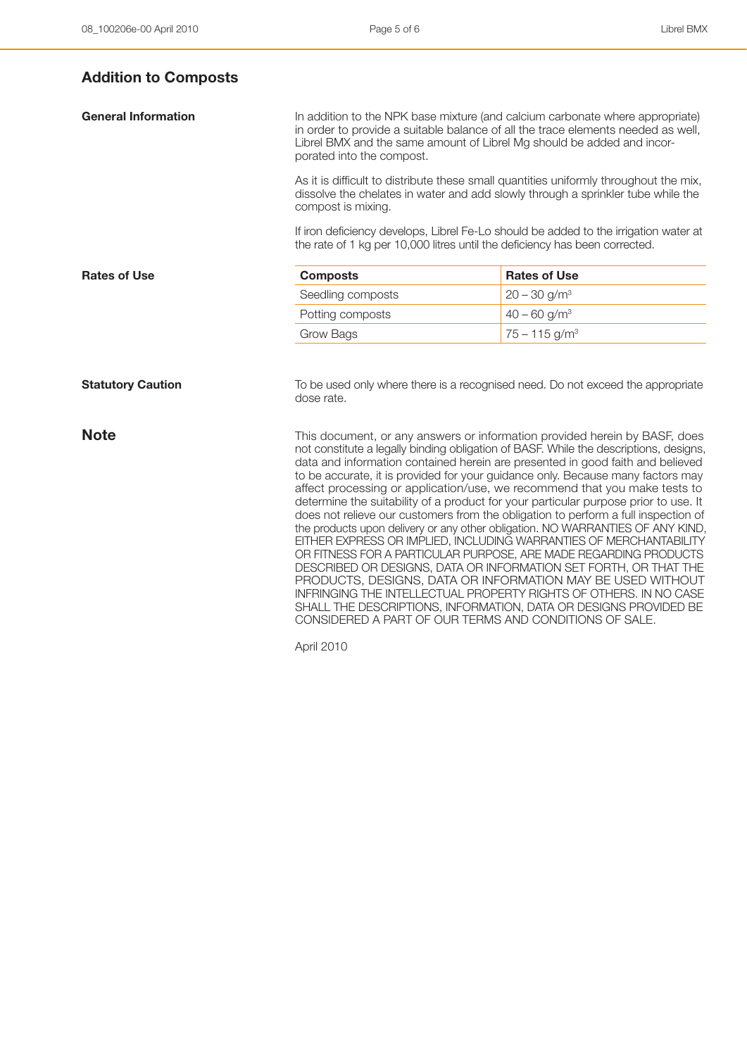## Addition to Composts

**General Information**

In addition to the NPK base mixture (and calcium carbonate where appropriate) in order to provide a suitable balance of all the trace elements needed as well, Librel BMX and the same amount of Librel Mg should be added and incorporated into the compost.

As it is difficult to distribute these small quantities uniformly throughout the mix, dissolve the chelates in water and add slowly through a sprinkler tube while the compost is mixing.

If iron deficiency develops, Librel Fe-Lo should be added to the irrigation water at the rate of 1 kg per 10,000 litres until the deficiency has been corrected.

**Rates of Use**

| Composts | Rates of Use |
|---|---|
| Seedling composts | 20 – 30 g/m$^3$ |
| Potting composts | 40 – 60 g/m$^3$ |
| Grow Bags | 75 – 115 g/m$^3$ |

**Statutory Caution**

To be used only where there is a recognised need. Do not exceed the appropriate dose rate.

### Note

This document, or any answers or information provided herein by BASF, does not constitute a legally binding obligation of BASF. While the descriptions, designs, data and information contained herein are presented in good faith and believed to be accurate, it is provided for your guidance only. Because many factors may affect processing or application/use, we recommend that you make tests to determine the suitability of a product for your particular purpose prior to use. It does not relieve our customers from the obligation to perform a full inspection of the products upon delivery or any other obligation. NO WARRANTIES OF ANY KIND, EITHER EXPRESS OR IMPLIED, INCLUDING WARRANTIES OF MERCHANTABILITY OR FITNESS FOR A PARTICULAR PURPOSE, ARE MADE REGARDING PRODUCTS DESCRIBED OR DESIGNS, DATA OR INFORMATION SET FORTH, OR THAT THE PRODUCTS, DESIGNS, DATA OR INFORMATION MAY BE USED WITHOUT INFRINGING THE INTELLECTUAL PROPERTY RIGHTS OF OTHERS. IN NO CASE SHALL THE DESCRIPTIONS, INFORMATION, DATA OR DESIGNS PROVIDED BE CONSIDERED A PART OF OUR TERMS AND CONDITIONS OF SALE.

April 2010